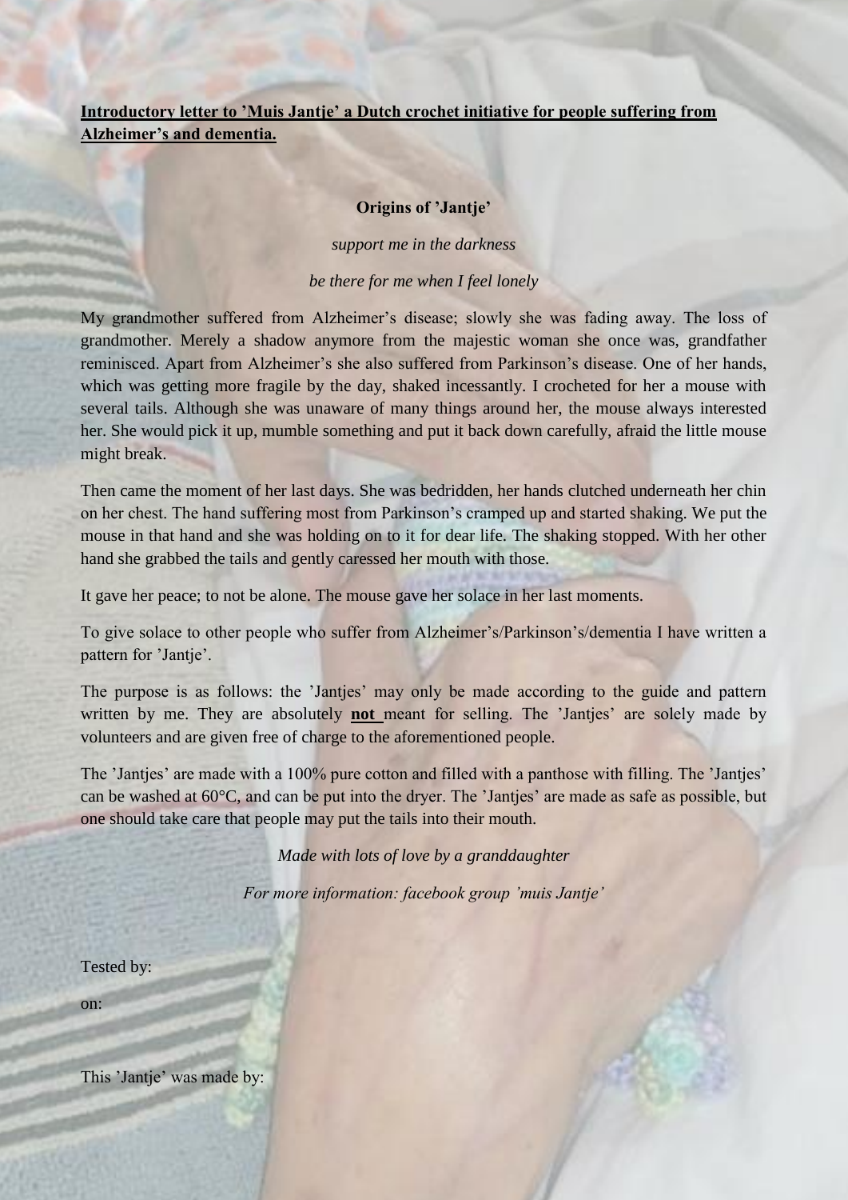**<u>Introductory letter to ’Muis Jantje’ a Dutch crochet initiative for people suffering from Alzheimer’s and dementia.</u>**

### Origins of ’Jantje’

*support me in the darkness*

*be there for me when I feel lonely*

My grandmother suffered from Alzheimer’s disease; slowly she was fading away. The loss of grandmother. Merely a shadow anymore from the majestic woman she once was, grandfather reminisced. Apart from Alzheimer’s she also suffered from Parkinson’s disease. One of her hands, which was getting more fragile by the day, shaked incessantly. I crocheted for her a mouse with several tails. Although she was unaware of many things around her, the mouse always interested her. She would pick it up, mumble something and put it back down carefully, afraid the little mouse might break.

Then came the moment of her last days. She was bedridden, her hands clutched underneath her chin on her chest. The hand suffering most from Parkinson’s cramped up and started shaking. We put the mouse in that hand and she was holding on to it for dear life. The shaking stopped. With her other hand she grabbed the tails and gently caressed her mouth with those.

It gave her peace; to not be alone. The mouse gave her solace in her last moments.

To give solace to other people who suffer from Alzheimer’s/Parkinson’s/dementia I have written a pattern for ’Jantje’.

The purpose is as follows: the ’Jantjes’ may only be made according to the guide and pattern written by me. They are absolutely **<u>not</u>** meant for selling. The ’Jantjes’ are solely made by volunteers and are given free of charge to the aforementioned people.

The ’Jantjes’ are made with a 100% pure cotton and filled with a panthose with filling. The ’Jantjes’ can be washed at 60°C, and can be put into the dryer. The ’Jantjes’ are made as safe as possible, but one should take care that people may put the tails into their mouth.

*Made with lots of love by a granddaughter*

*For more information: facebook group ’muis Jantje’*

Tested by:

on:

This ’Jantje’ was made by: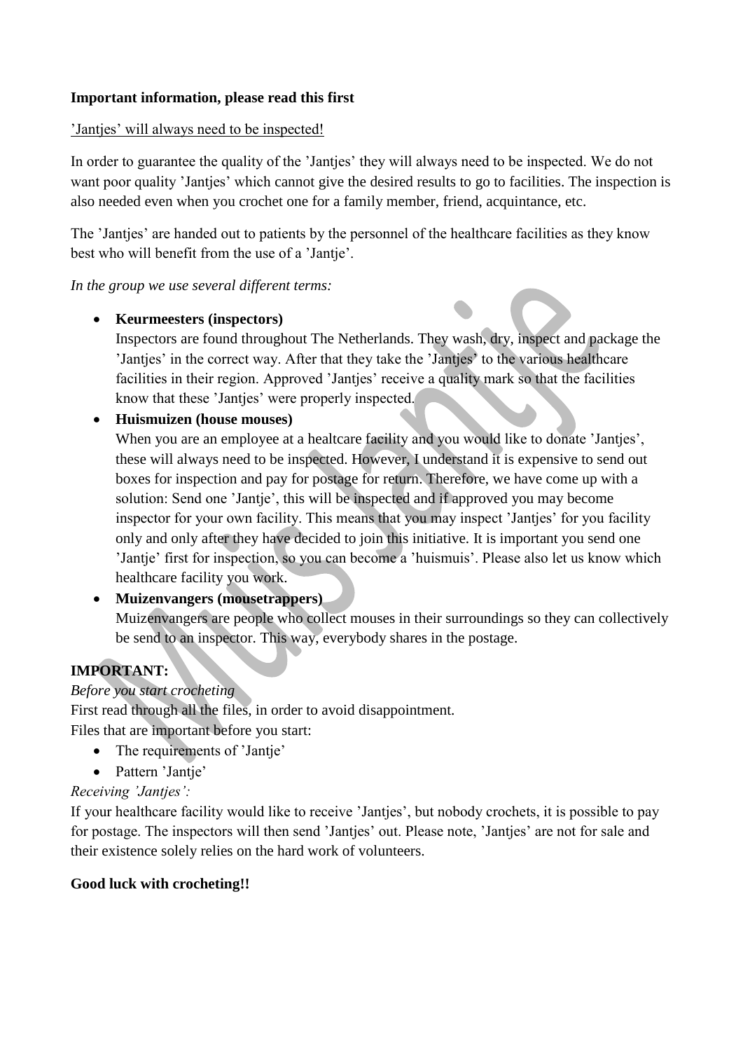**Important information, please read this first**

'Jantjes' will always need to be inspected!

In order to guarantee the quality of the 'Jantjes' they will always need to be inspected. We do not want poor quality 'Jantjes' which cannot give the desired results to go to facilities. The inspection is also needed even when you crochet one for a family member, friend, acquintance, etc.

The 'Jantjes' are handed out to patients by the personnel of the healthcare facilities as they know best who will benefit from the use of a 'Jantje'.

*In the group we use several different terms:*

- **Keurmeesters (inspectors)**
  Inspectors are found throughout The Netherlands. They wash, dry, inspect and package the 'Jantjes' in the correct way. After that they take the 'Jantjes' to the various healthcare facilities in their region. Approved 'Jantjes' receive a quality mark so that the facilities know that these 'Jantjes' were properly inspected.
- **Huismuizen (house mouses)**
  When you are an employee at a healtcare facility and you would like to donate 'Jantjes', these will always need to be inspected. However, I understand it is expensive to send out boxes for inspection and pay for postage for return. Therefore, we have come up with a solution: Send one 'Jantje', this will be inspected and if approved you may become inspector for your own facility. This means that you may inspect 'Jantjes' for you facility only and only after they have decided to join this initiative. It is important you send one 'Jantje' first for inspection, so you can become a 'huismuis'. Please also let us know which healthcare facility you work.
- **Muizenvangers (mousetrappers)**
  Muizenvangers are people who collect mouses in their surroundings so they can collectively be send to an inspector. This way, everybody shares in the postage.

**IMPORTANT:**

*Before you start crocheting*

First read through all the files, in order to avoid disappointment.
Files that are important before you start:

- The requirements of 'Jantje'
- Pattern 'Jantje'

*Receiving 'Jantjes':*

If your healthcare facility would like to receive 'Jantjes', but nobody crochets, it is possible to pay for postage. The inspectors will then send 'Jantjes' out. Please note, 'Jantjes' are not for sale and their existence solely relies on the hard work of volunteers.

**Good luck with crocheting!!**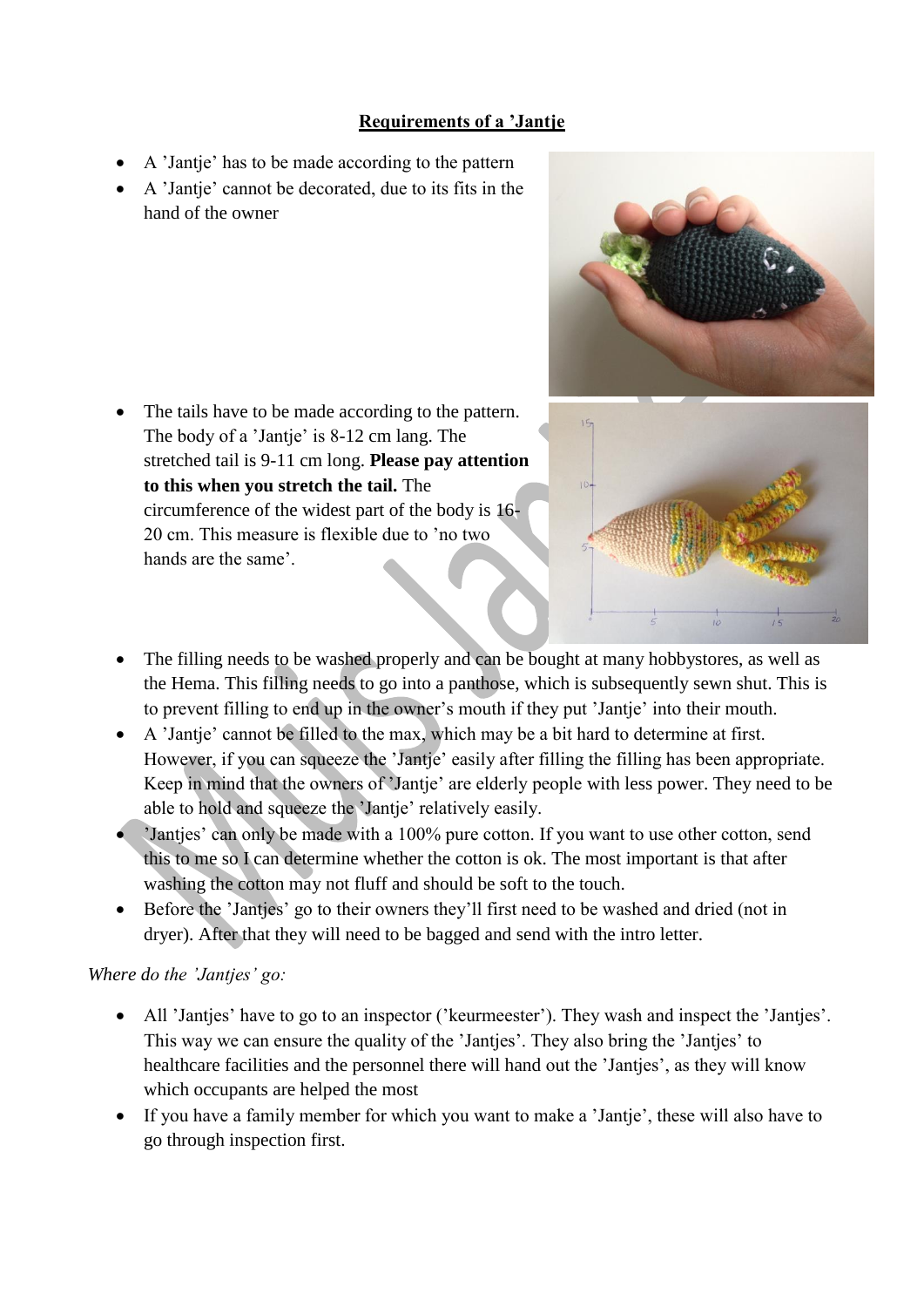**Requirements of a 'Jantje**

- A 'Jantje' has to be made according to the pattern
- A 'Jantje' cannot be decorated, due to its fits in the hand of the owner

- The tails have to be made according to the pattern. The body of a 'Jantje' is 8-12 cm lang. The stretched tail is 9-11 cm long. **Please pay attention to this when you stretch the tail.** The circumference of the widest part of the body is 16-20 cm. This measure is flexible due to 'no two hands are the same'.

- The filling needs to be washed properly and can be bought at many hobbystores, as well as the Hema. This filling needs to go into a panthose, which is subsequently sewn shut. This is to prevent filling to end up in the owner's mouth if they put 'Jantje' into their mouth.
- A 'Jantje' cannot be filled to the max, which may be a bit hard to determine at first. However, if you can squeeze the 'Jantje' easily after filling the filling has been appropriate. Keep in mind that the owners of 'Jantje' are elderly people with less power. They need to be able to hold and squeeze the 'Jantje' relatively easily.
- 'Jantjes' can only be made with a 100% pure cotton. If you want to use other cotton, send this to me so I can determine whether the cotton is ok. The most important is that after washing the cotton may not fluff and should be soft to the touch.
- Before the 'Jantjes' go to their owners they'll first need to be washed and dried (not in dryer). After that they will need to be bagged and send with the intro letter.

*Where do the 'Jantjes' go:*

- All 'Jantjes' have to go to an inspector ('keurmeester'). They wash and inspect the 'Jantjes'. This way we can ensure the quality of the 'Jantjes'. They also bring the 'Jantjes' to healthcare facilities and the personnel there will hand out the 'Jantjes', as they will know which occupants are helped the most
- If you have a family member for which you want to make a 'Jantje', these will also have to go through inspection first.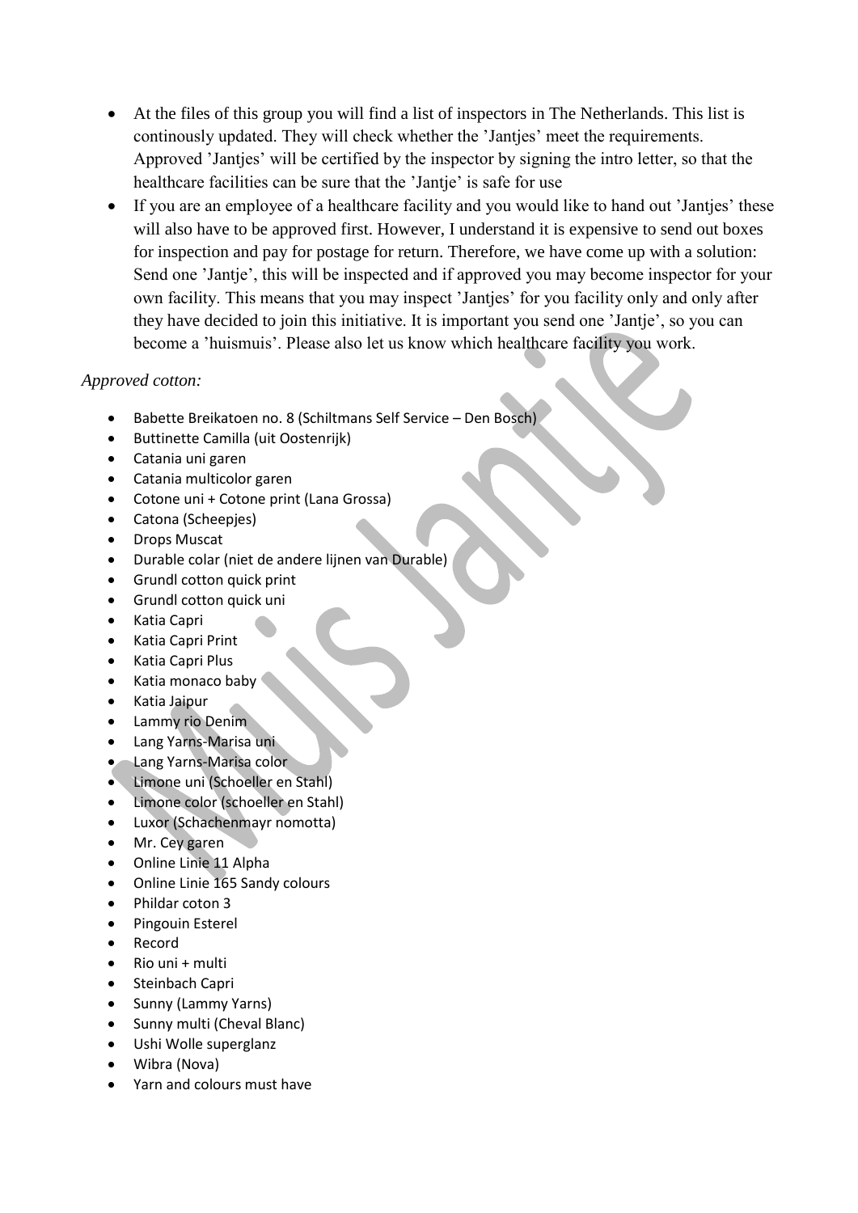- At the files of this group you will find a list of inspectors in The Netherlands. This list is continously updated. They will check whether the 'Jantjes' meet the requirements. Approved 'Jantjes' will be certified by the inspector by signing the intro letter, so that the healthcare facilities can be sure that the 'Jantje' is safe for use
- If you are an employee of a healthcare facility and you would like to hand out 'Jantjes' these will also have to be approved first. However, I understand it is expensive to send out boxes for inspection and pay for postage for return. Therefore, we have come up with a solution: Send one 'Jantje', this will be inspected and if approved you may become inspector for your own facility. This means that you may inspect 'Jantjes' for you facility only and only after they have decided to join this initiative. It is important you send one 'Jantje', so you can become a 'huismuis'. Please also let us know which healthcare facility you work.

*Approved cotton:*

- Babette Breikatoen no. 8 (Schiltmans Self Service – Den Bosch)
- Buttinette Camilla (uit Oostenrijk)
- Catania uni garen
- Catania multicolor garen
- Cotone uni + Cotone print (Lana Grossa)
- Catona (Scheepjes)
- Drops Muscat
- Durable colar (niet de andere lijnen van Durable)
- Grundl cotton quick print
- Grundl cotton quick uni
- Katia Capri
- Katia Capri Print
- Katia Capri Plus
- Katia monaco baby
- Katia Jaipur
- Lammy rio Denim
- Lang Yarns-Marisa uni
- Lang Yarns-Marisa color
- Limone uni (Schoeller en Stahl)
- Limone color (schoeller en Stahl)
- Luxor (Schachenmayr nomotta)
- Mr. Cey garen
- Online Linie 11 Alpha
- Online Linie 165 Sandy colours
- Phildar coton 3
- Pingouin Esterel
- Record
- Rio uni + multi
- Steinbach Capri
- Sunny (Lammy Yarns)
- Sunny multi (Cheval Blanc)
- Ushi Wolle superglanz
- Wibra (Nova)
- Yarn and colours must have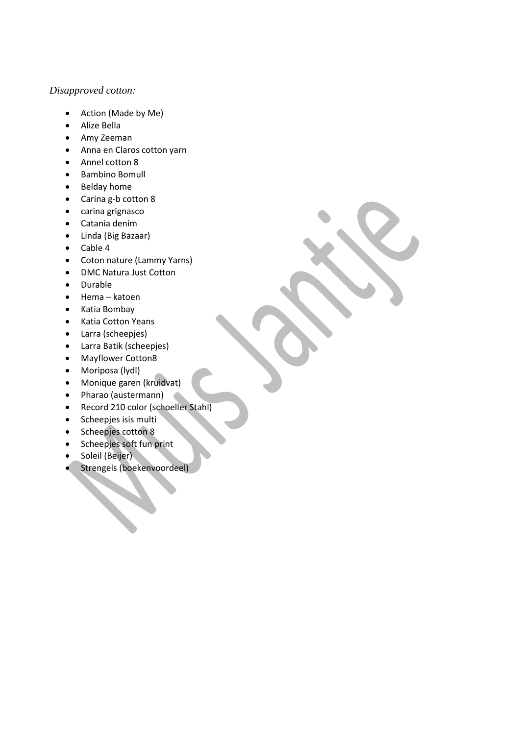*Disapproved cotton:*

- Action (Made by Me)
- Alize Bella
- Amy Zeeman
- Anna en Claros cotton yarn
- Annel cotton 8
- Bambino Bomull
- Belday home
- Carina g-b cotton 8
- carina grignasco
- Catania denim
- Linda (Big Bazaar)
- Cable 4
- Coton nature (Lammy Yarns)
- DMC Natura Just Cotton
- Durable
- Hema – katoen
- Katia Bombay
- Katia Cotton Yeans
- Larra (scheepjes)
- Larra Batik (scheepjes)
- Mayflower Cotton8
- Moriposa (lydl)
- Monique garen (kruidvat)
- Pharao (austermann)
- Record 210 color (schoeller Stahl)
- Scheepjes isis multi
- Scheepjes cotton 8
- Scheepjes soft fun print
- Soleil (Beijer)
- Strengels (boekenvoordeel)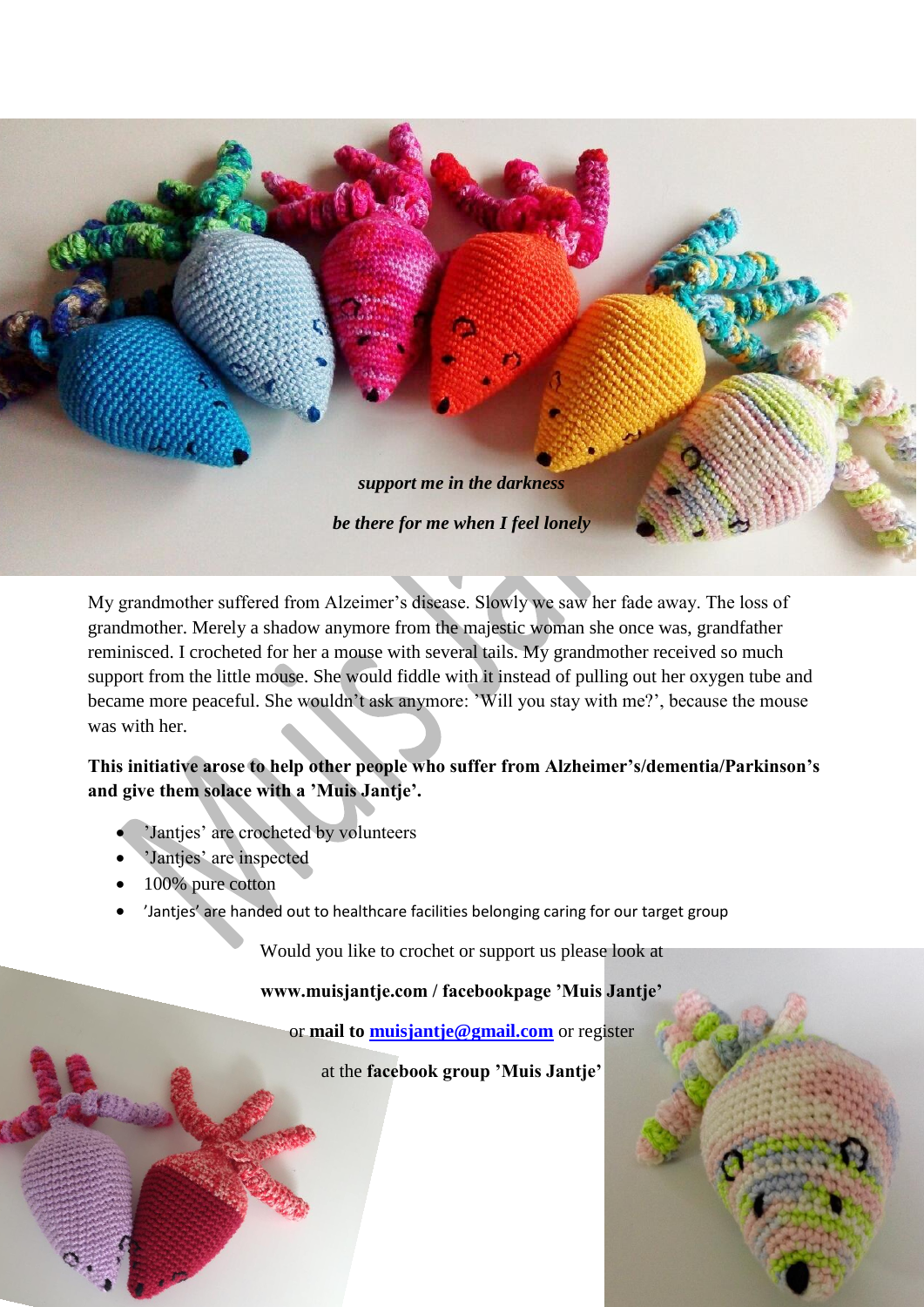***support me in the darkness***

***be there for me when I feel lonely***

My grandmother suffered from Alzeimer's disease. Slowly we saw her fade away. The loss of grandmother. Merely a shadow anymore from the majestic woman she once was, grandfather reminisced. I crocheted for her a mouse with several tails. My grandmother received so much support from the little mouse. She would fiddle with it instead of pulling out her oxygen tube and became more peaceful. She wouldn't ask anymore: 'Will you stay with me?', because the mouse was with her.

**This initiative arose to help other people who suffer from Alzheimer's/dementia/Parkinson's and give them solace with a 'Muis Jantje'.**

- 'Jantjes' are crocheted by volunteers
- 'Jantjes' are inspected
- 100% pure cotton
- 'Jantjes' are handed out to healthcare facilities belonging caring for our target group

Would you like to crochet or support us please look at

**www.muisjantje.com / facebookpage 'Muis Jantje'**

or **mail to muisjantje@gmail.com** or register

at the **facebook group 'Muis Jantje'**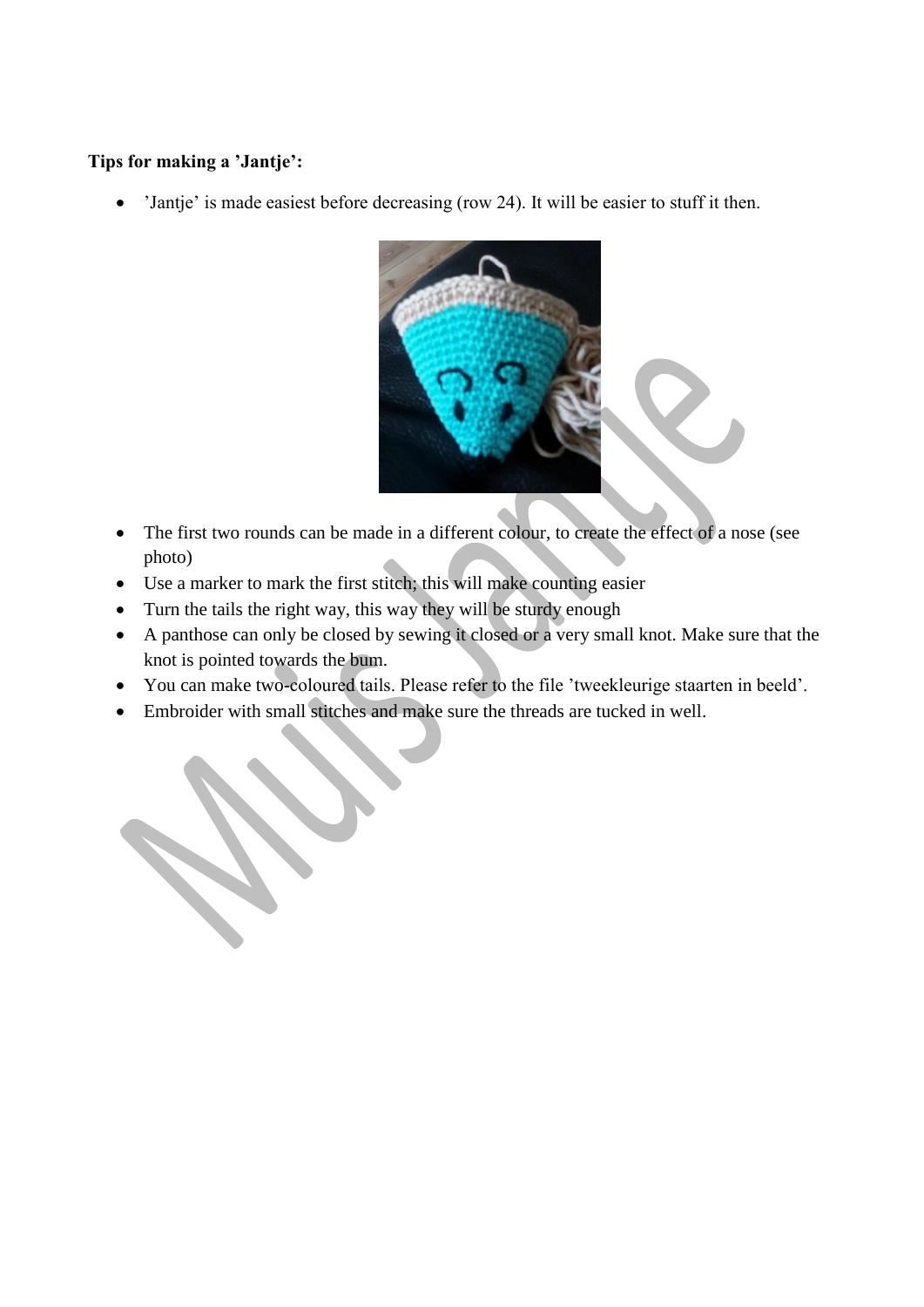**Tips for making a 'Jantje':**

- 'Jantje' is made easiest before decreasing (row 24). It will be easier to stuff it then.

- The first two rounds can be made in a different colour, to create the effect of a nose (see photo)
- Use a marker to mark the first stitch; this will make counting easier
- Turn the tails the right way, this way they will be sturdy enough
- A panthose can only be closed by sewing it closed or a very small knot. Make sure that the knot is pointed towards the bum.
- You can make two-coloured tails. Please refer to the file 'tweekleurige staarten in beeld'.
- Embroider with small stitches and make sure the threads are tucked in well.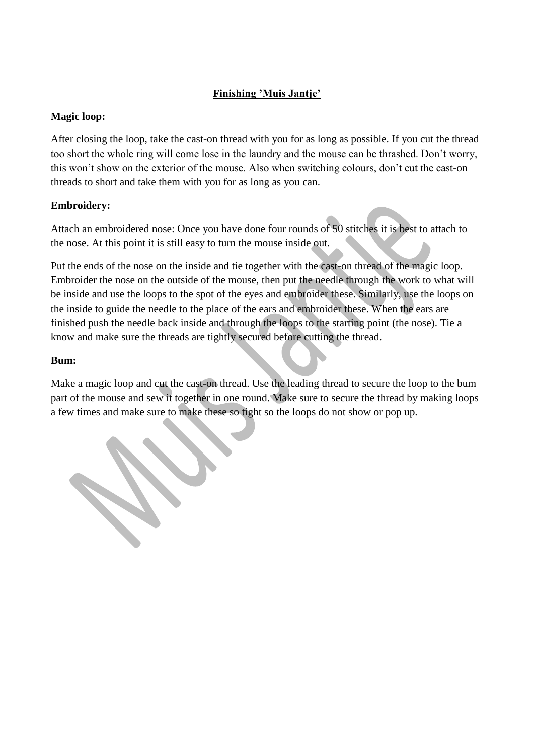**Finishing 'Muis Jantje'**

**Magic loop:**

After closing the loop, take the cast-on thread with you for as long as possible. If you cut the thread too short the whole ring will come lose in the laundry and the mouse can be thrashed. Don't worry, this won't show on the exterior of the mouse. Also when switching colours, don't cut the cast-on threads to short and take them with you for as long as you can.

**Embroidery:**

Attach an embroidered nose: Once you have done four rounds of 50 stitches it is best to attach to the nose. At this point it is still easy to turn the mouse inside out.

Put the ends of the nose on the inside and tie together with the cast-on thread of the magic loop. Embroider the nose on the outside of the mouse, then put the needle through the work to what will be inside and use the loops to the spot of the eyes and embroider these. Similarly, use the loops on the inside to guide the needle to the place of the ears and embroider these. When the ears are finished push the needle back inside and through the loops to the starting point (the nose). Tie a know and make sure the threads are tightly secured before cutting the thread.

**Bum:**

Make a magic loop and cut the cast-on thread. Use the leading thread to secure the loop to the bum part of the mouse and sew it together in one round. Make sure to secure the thread by making loops a few times and make sure to make these so tight so the loops do not show or pop up.